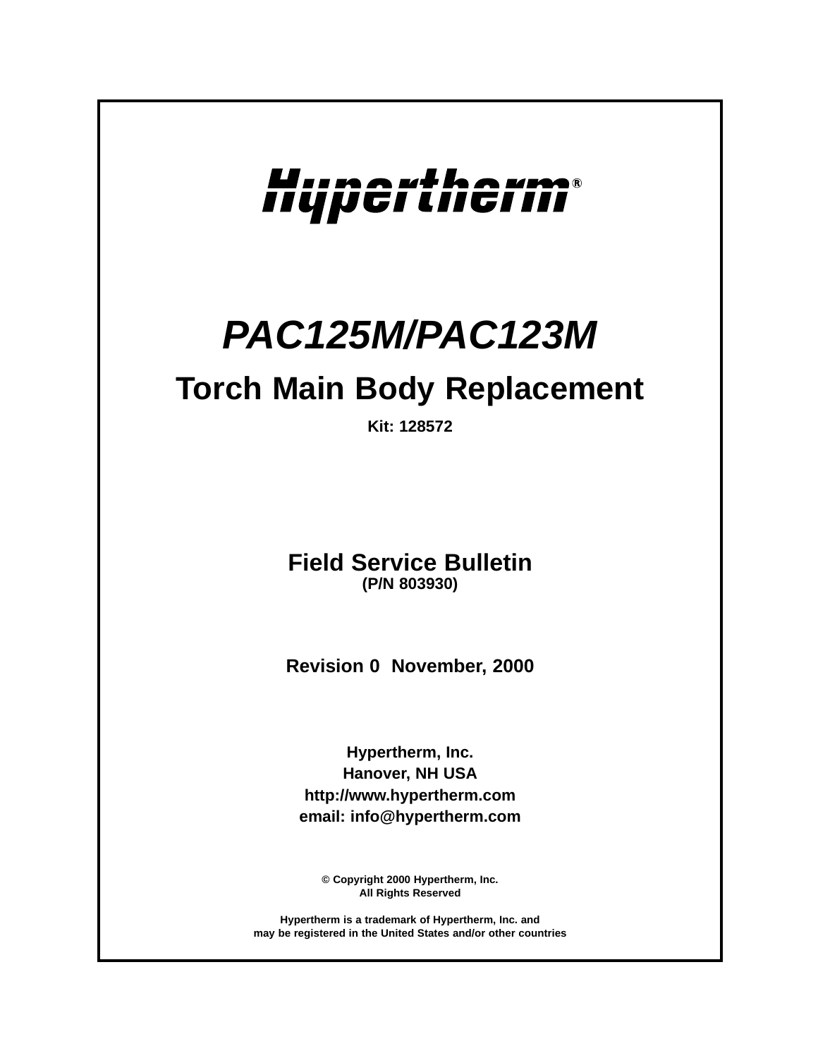# Hypertherm®

# *PAC125M/PAC123M*

## Torch Main Body Replacement

**Kit: 128572**

## Field Service Bulletin

**(P/N 803930)**

**Revision 0 November, 2000**

**Hypertherm, Inc.**
**Hanover, NH USA**
**http://www.hypertherm.com**
**email: info@hypertherm.com**

**© Copyright 2000 Hypertherm, Inc.**
**All Rights Reserved**

**Hypertherm is a trademark of Hypertherm, Inc. and**
**may be registered in the United States and/or other countries**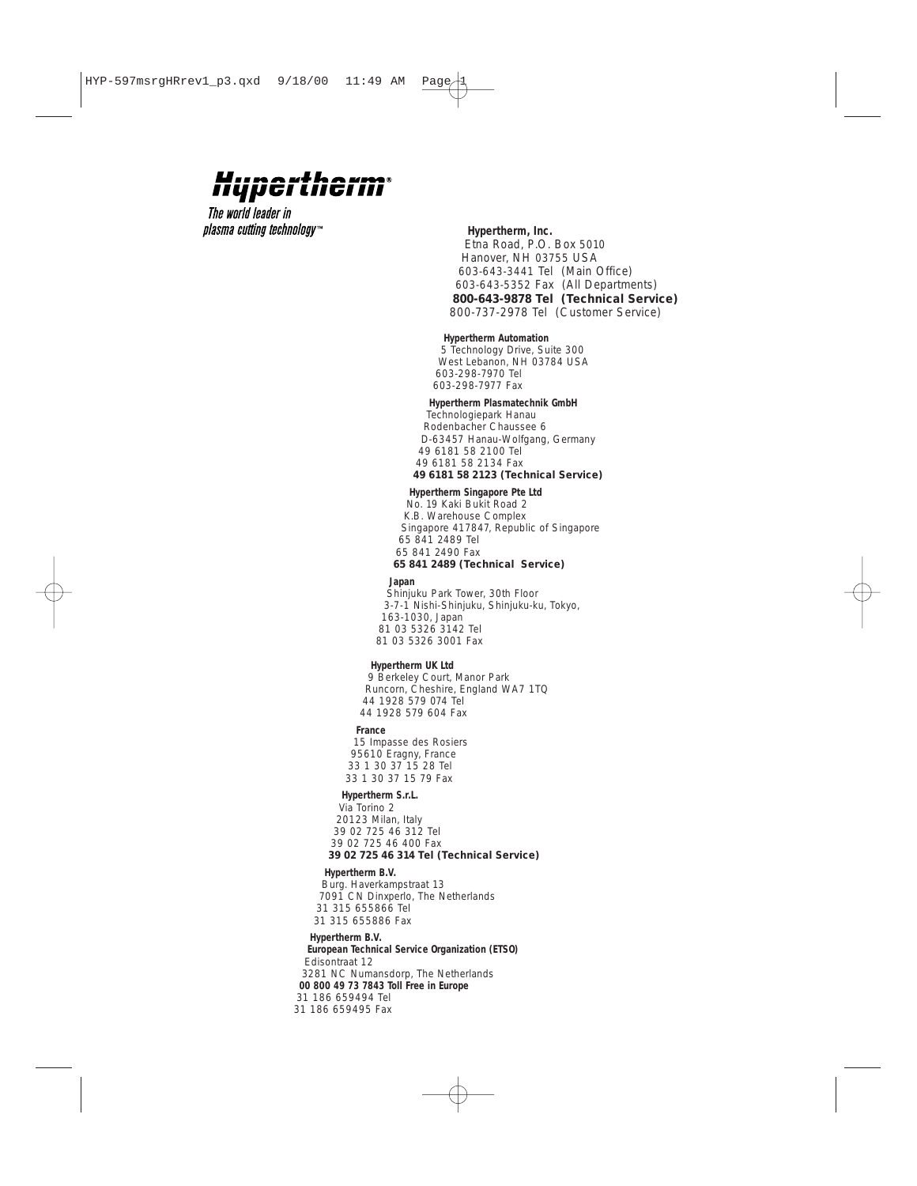**Hypertherm®**

*The world leader in plasma cutting technology™*

**Hypertherm, Inc.**
Etna Road, P.O. Box 5010
Hanover, NH 03755 USA
603-643-3441 Tel (Main Office)
603-643-5352 Fax (All Departments)
**800-643-9878 Tel (Technical Service)**
800-737-2978 Tel (Customer Service)

**Hypertherm Automation**
5 Technology Drive, Suite 300
West Lebanon, NH 03784 USA
603-298-7970 Tel
603-298-7977 Fax

**Hypertherm Plasmatechnik GmbH**
Technologiepark Hanau
Rodenbacher Chaussee 6
D-63457 Hanau-Wolfgang, Germany
49 6181 58 2100 Tel
49 6181 58 2134 Fax
**49 6181 58 2123 (Technical Service)**

**Hypertherm Singapore Pte Ltd**
No. 19 Kaki Bukit Road 2
K.B. Warehouse Complex
Singapore 417847, Republic of Singapore
65 841 2489 Tel
65 841 2490 Fax
**65 841 2489 (Technical Service)**

**Japan**
Shinjuku Park Tower, 30th Floor
3-7-1 Nishi-Shinjuku, Shinjuku-ku, Tokyo,
163-1030, Japan
81 03 5326 3142 Tel
81 03 5326 3001 Fax

**Hypertherm UK Ltd**
9 Berkeley Court, Manor Park
Runcorn, Cheshire, England WA7 1TQ
44 1928 579 074 Tel
44 1928 579 604 Fax

**France**
15 Impasse des Rosiers
95610 Eragny, France
33 1 30 37 15 28 Tel
33 1 30 37 15 79 Fax

**Hypertherm S.r.L.**
Via Torino 2
20123 Milan, Italy
39 02 725 46 312 Tel
39 02 725 46 400 Fax
**39 02 725 46 314 Tel (Technical Service)**

**Hypertherm B.V.**
Burg. Haverkampstraat 13
7091 CN Dinxperlo, The Netherlands
31 315 655866 Tel
31 315 655886 Fax

**Hypertherm B.V.**
**European Technical Service Organization (ETSO)**
Edisontraat 12
3281 NC Numansdorp, The Netherlands
**00 800 49 73 7843 Toll Free in Europe**
31 186 659494 Tel
31 186 659495 Fax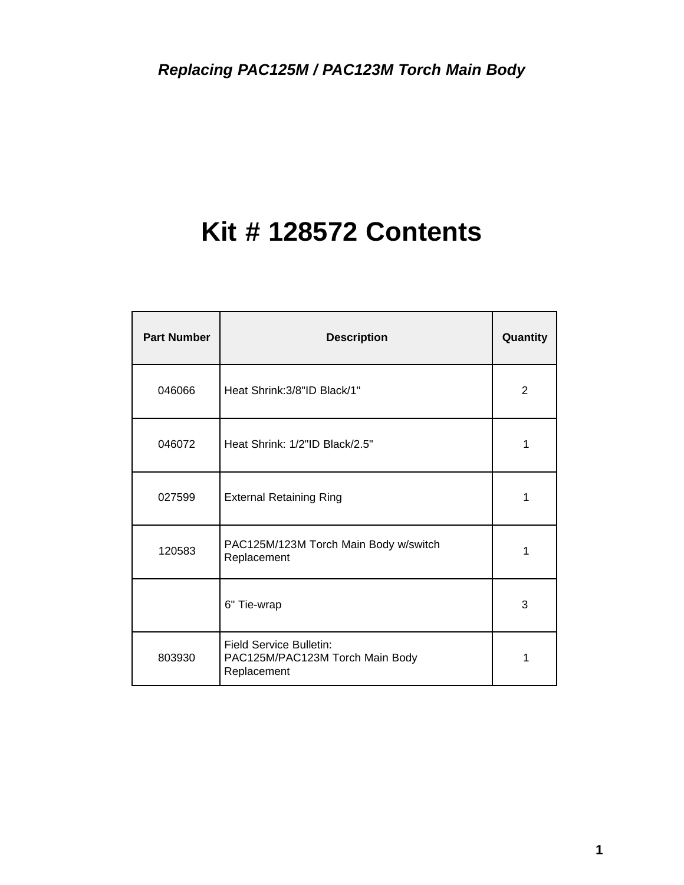*Replacing PAC125M / PAC123M Torch Main Body*

# Kit # 128572 Contents

| Part Number | Description | Quantity |
|---|---|---|
| 046066 | Heat Shrink:3/8"ID Black/1" | 2 |
| 046072 | Heat Shrink: 1/2"ID Black/2.5" | 1 |
| 027599 | External Retaining Ring | 1 |
| 120583 | PAC125M/123M Torch Main Body w/switch Replacement | 1 |
| | 6" Tie-wrap | 3 |
| 803930 | Field Service Bulletin: PAC125M/PAC123M Torch Main Body Replacement | 1 |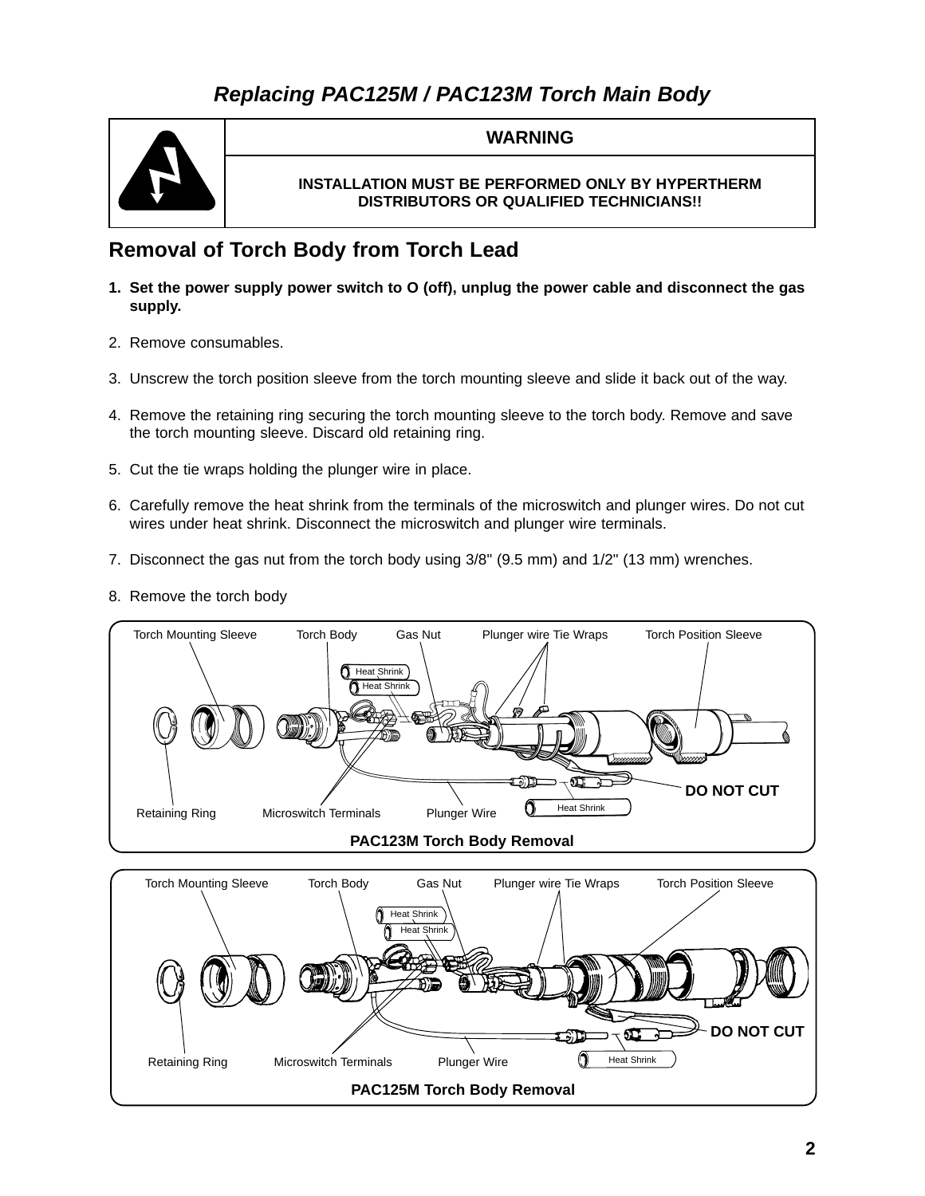# *Replacing PAC125M / PAC123M Torch Main Body*

| | WARNING |
|---|---|
| | INSTALLATION MUST BE PERFORMED ONLY BY HYPERTHERM DISTRIBUTORS OR QUALIFIED TECHNICIANS!! |

## Removal of Torch Body from Torch Lead

1. **Set the power supply power switch to O (off), unplug the power cable and disconnect the gas supply.**
2. Remove consumables.
3. Unscrew the torch position sleeve from the torch mounting sleeve and slide it back out of the way.
4. Remove the retaining ring securing the torch mounting sleeve to the torch body. Remove and save the torch mounting sleeve. Discard old retaining ring.
5. Cut the tie wraps holding the plunger wire in place.
6. Carefully remove the heat shrink from the terminals of the microswitch and plunger wires. Do not cut wires under heat shrink. Disconnect the microswitch and plunger wire terminals.
7. Disconnect the gas nut from the torch body using 3/8" (9.5 mm) and 1/2" (13 mm) wrenches.
8. Remove the torch body

Torch Mounting Sleeve, Torch Body, Gas Nut, Plunger wire Tie Wraps, Torch Position Sleeve, Heat Shrink, Heat Shrink, Retaining Ring, Microswitch Terminals, Plunger Wire, Heat Shrink, DO NOT CUT

**PAC123M Torch Body Removal**

Torch Mounting Sleeve, Torch Body, Gas Nut, Plunger wire Tie Wraps, Torch Position Sleeve, Heat Shrink, Heat Shrink, Retaining Ring, Microswitch Terminals, Plunger Wire, Heat Shrink, DO NOT CUT

**PAC125M Torch Body Removal**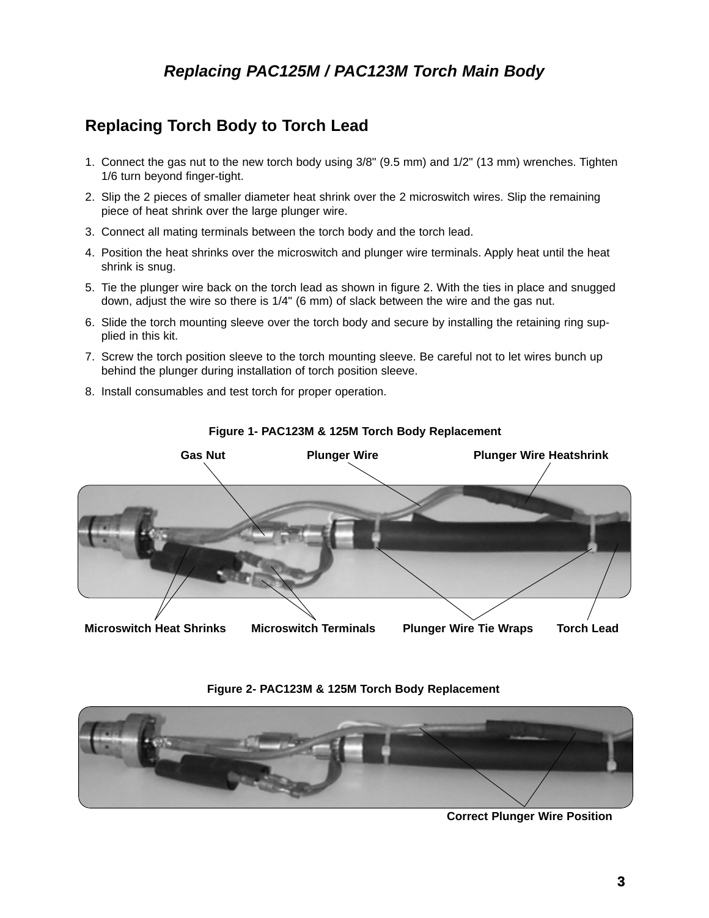# *Replacing PAC125M / PAC123M Torch Main Body*

## Replacing Torch Body to Torch Lead

1. Connect the gas nut to the new torch body using 3/8" (9.5 mm) and 1/2" (13 mm) wrenches. Tighten 1/6 turn beyond finger-tight.
2. Slip the 2 pieces of smaller diameter heat shrink over the 2 microswitch wires. Slip the remaining piece of heat shrink over the large plunger wire.
3. Connect all mating terminals between the torch body and the torch lead.
4. Position the heat shrinks over the microswitch and plunger wire terminals. Apply heat until the heat shrink is snug.
5. Tie the plunger wire back on the torch lead as shown in figure 2. With the ties in place and snugged down, adjust the wire so there is 1/4" (6 mm) of slack between the wire and the gas nut.
6. Slide the torch mounting sleeve over the torch body and secure by installing the retaining ring supplied in this kit.
7. Screw the torch position sleeve to the torch mounting sleeve. Be careful not to let wires bunch up behind the plunger during installation of torch position sleeve.
8. Install consumables and test torch for proper operation.

**Figure 1- PAC123M & 125M Torch Body Replacement**

Gas Nut

Plunger Wire

Plunger Wire Heatshrink

Microswitch Heat Shrinks

Microswitch Terminals

Plunger Wire Tie Wraps

Torch Lead

**Figure 2- PAC123M & 125M Torch Body Replacement**

Correct Plunger Wire Position